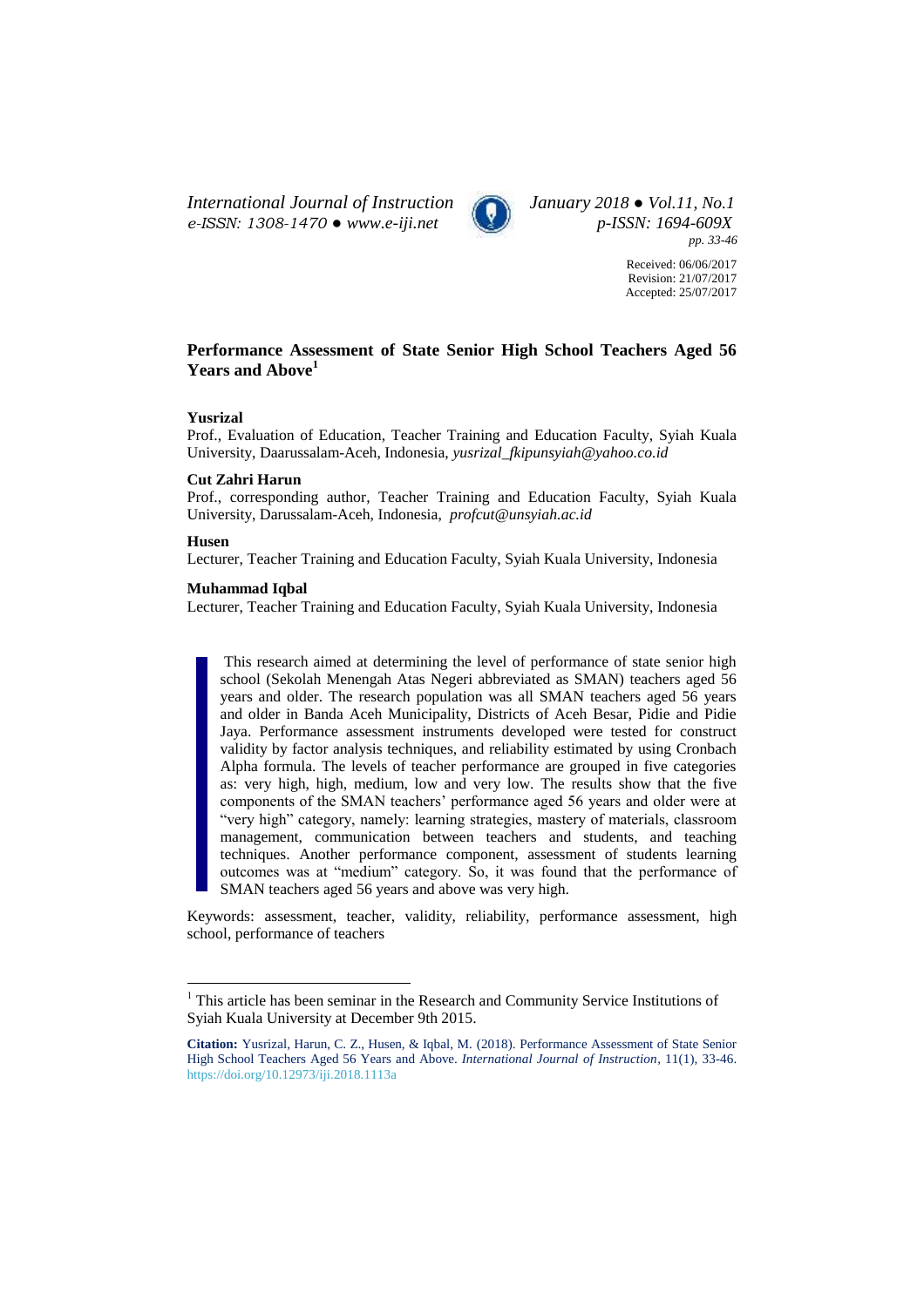Received: 06/06/2017
Revision: 21/07/2017
Accepted: 25/07/2017

# Performance Assessment of State Senior High School Teachers Aged 56 Years and Above[1]

**Yusrizal**

Prof., Evaluation of Education, Teacher Training and Education Faculty, Syiah Kuala University, Daarussalam-Aceh, Indonesia, *yusrizal_fkipunsyiah@yahoo.co.id*

**Cut Zahri Harun**

Prof., corresponding author, Teacher Training and Education Faculty, Syiah Kuala University, Darussalam-Aceh, Indonesia, *profcut@unsyiah.ac.id*

**Husen**

Lecturer, Teacher Training and Education Faculty, Syiah Kuala University, Indonesia

**Muhammad Iqbal**

Lecturer, Teacher Training and Education Faculty, Syiah Kuala University, Indonesia

This research aimed at determining the level of performance of state senior high school (Sekolah Menengah Atas Negeri abbreviated as SMAN) teachers aged 56 years and older. The research population was all SMAN teachers aged 56 years and older in Banda Aceh Municipality, Districts of Aceh Besar, Pidie and Pidie Jaya. Performance assessment instruments developed were tested for construct validity by factor analysis techniques, and reliability estimated by using Cronbach Alpha formula. The levels of teacher performance are grouped in five categories as: very high, high, medium, low and very low. The results show that the five components of the SMAN teachers' performance aged 56 years and older were at "very high" category, namely: learning strategies, mastery of materials, classroom management, communication between teachers and students, and teaching techniques. Another performance component, assessment of students learning outcomes was at "medium" category. So, it was found that the performance of SMAN teachers aged 56 years and above was very high.

Keywords: assessment, teacher, validity, reliability, performance assessment, high school, performance of teachers

[1] This article has been seminar in the Research and Community Service Institutions of Syiah Kuala University at December 9th 2015.

**Citation:** Yusrizal, Harun, C. Z., Husen, & Iqbal, M. (2018). Performance Assessment of State Senior High School Teachers Aged 56 Years and Above. *International Journal of Instruction*, 11(1), 33-46. https://doi.org/10.12973/iji.2018.1113a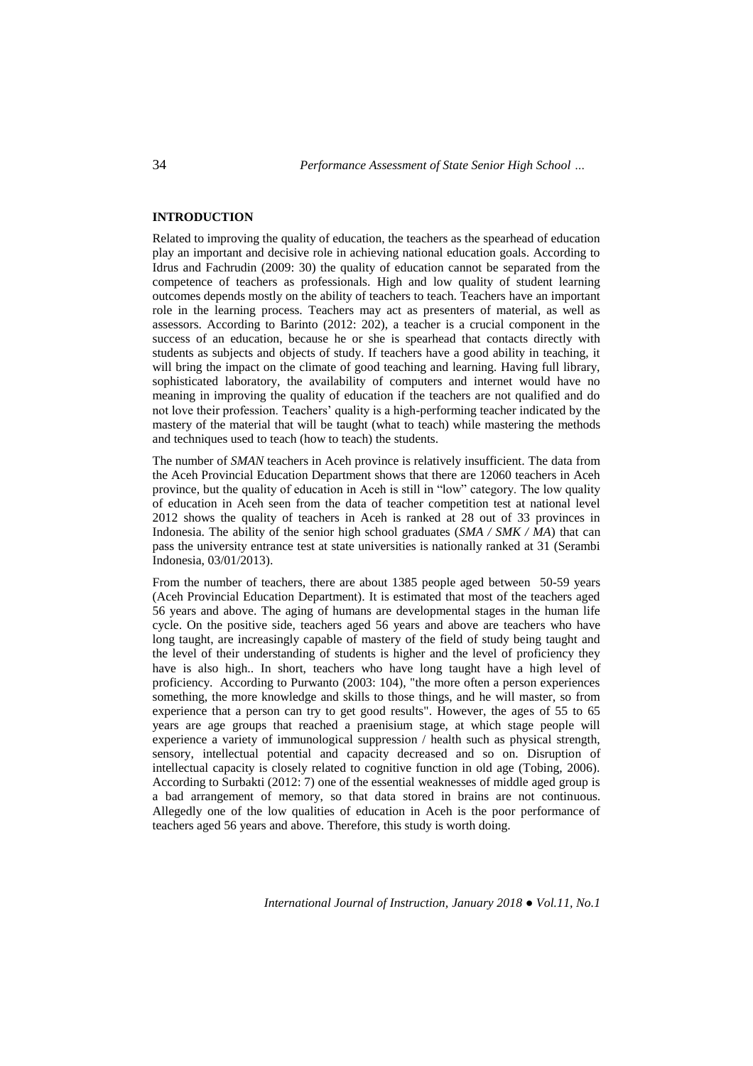## INTRODUCTION

Related to improving the quality of education, the teachers as the spearhead of education play an important and decisive role in achieving national education goals. According to Idrus and Fachrudin (2009: 30) the quality of education cannot be separated from the competence of teachers as professionals. High and low quality of student learning outcomes depends mostly on the ability of teachers to teach. Teachers have an important role in the learning process. Teachers may act as presenters of material, as well as assessors. According to Barinto (2012: 202), a teacher is a crucial component in the success of an education, because he or she is spearhead that contacts directly with students as subjects and objects of study. If teachers have a good ability in teaching, it will bring the impact on the climate of good teaching and learning. Having full library, sophisticated laboratory, the availability of computers and internet would have no meaning in improving the quality of education if the teachers are not qualified and do not love their profession. Teachers' quality is a high-performing teacher indicated by the mastery of the material that will be taught (what to teach) while mastering the methods and techniques used to teach (how to teach) the students.

The number of *SMAN* teachers in Aceh province is relatively insufficient. The data from the Aceh Provincial Education Department shows that there are 12060 teachers in Aceh province, but the quality of education in Aceh is still in "low" category. The low quality of education in Aceh seen from the data of teacher competition test at national level 2012 shows the quality of teachers in Aceh is ranked at 28 out of 33 provinces in Indonesia. The ability of the senior high school graduates (*SMA / SMK / MA*) that can pass the university entrance test at state universities is nationally ranked at 31 (Serambi Indonesia, 03/01/2013).

From the number of teachers, there are about 1385 people aged between 50-59 years (Aceh Provincial Education Department). It is estimated that most of the teachers aged 56 years and above. The aging of humans are developmental stages in the human life cycle. On the positive side, teachers aged 56 years and above are teachers who have long taught, are increasingly capable of mastery of the field of study being taught and the level of their understanding of students is higher and the level of proficiency they have is also high.. In short, teachers who have long taught have a high level of proficiency. According to Purwanto (2003: 104), "the more often a person experiences something, the more knowledge and skills to those things, and he will master, so from experience that a person can try to get good results". However, the ages of 55 to 65 years are age groups that reached a praenisium stage, at which stage people will experience a variety of immunological suppression / health such as physical strength, sensory, intellectual potential and capacity decreased and so on. Disruption of intellectual capacity is closely related to cognitive function in old age (Tobing, 2006). According to Surbakti (2012: 7) one of the essential weaknesses of middle aged group is a bad arrangement of memory, so that data stored in brains are not continuous. Allegedly one of the low qualities of education in Aceh is the poor performance of teachers aged 56 years and above. Therefore, this study is worth doing.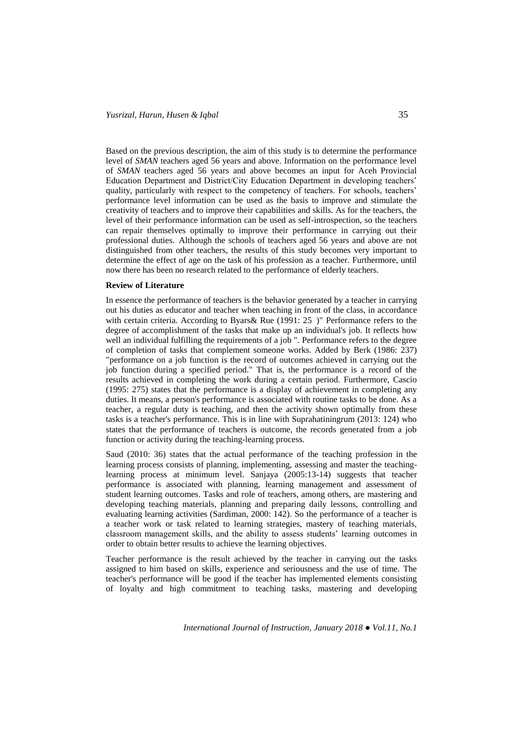Based on the previous description, the aim of this study is to determine the performance level of *SMAN* teachers aged 56 years and above. Information on the performance level of *SMAN* teachers aged 56 years and above becomes an input for Aceh Provincial Education Department and District/City Education Department in developing teachers' quality, particularly with respect to the competency of teachers. For schools, teachers' performance level information can be used as the basis to improve and stimulate the creativity of teachers and to improve their capabilities and skills. As for the teachers, the level of their performance information can be used as self-introspection, so the teachers can repair themselves optimally to improve their performance in carrying out their professional duties. Although the schools of teachers aged 56 years and above are not distinguished from other teachers, the results of this study becomes very important to determine the effect of age on the task of his profession as a teacher. Furthermore, until now there has been no research related to the performance of elderly teachers.

**Review of Literature**

In essence the performance of teachers is the behavior generated by a teacher in carrying out his duties as educator and teacher when teaching in front of the class, in accordance with certain criteria. According to Byars& Rue (1991: 25 )" Performance refers to the degree of accomplishment of the tasks that make up an individual's job. It reflects how well an individual fulfilling the requirements of a job ". Performance refers to the degree of completion of tasks that complement someone works. Added by Berk (1986: 237) "performance on a job function is the record of outcomes achieved in carrying out the job function during a specified period." That is, the performance is a record of the results achieved in completing the work during a certain period. Furthermore, Cascio (1995: 275) states that the performance is a display of achievement in completing any duties. It means, a person's performance is associated with routine tasks to be done. As a teacher, a regular duty is teaching, and then the activity shown optimally from these tasks is a teacher's performance. This is in line with Suprahatiningrum (2013: 124) who states that the performance of teachers is outcome, the records generated from a job function or activity during the teaching-learning process.

Saud (2010: 36) states that the actual performance of the teaching profession in the learning process consists of planning, implementing, assessing and master the teaching-learning process at minimum level. Sanjaya (2005:13-14) suggests that teacher performance is associated with planning, learning management and assessment of student learning outcomes. Tasks and role of teachers, among others, are mastering and developing teaching materials, planning and preparing daily lessons, controlling and evaluating learning activities (Sardiman, 2000: 142). So the performance of a teacher is a teacher work or task related to learning strategies, mastery of teaching materials, classroom management skills, and the ability to assess students' learning outcomes in order to obtain better results to achieve the learning objectives.

Teacher performance is the result achieved by the teacher in carrying out the tasks assigned to him based on skills, experience and seriousness and the use of time. The teacher's performance will be good if the teacher has implemented elements consisting of loyalty and high commitment to teaching tasks, mastering and developing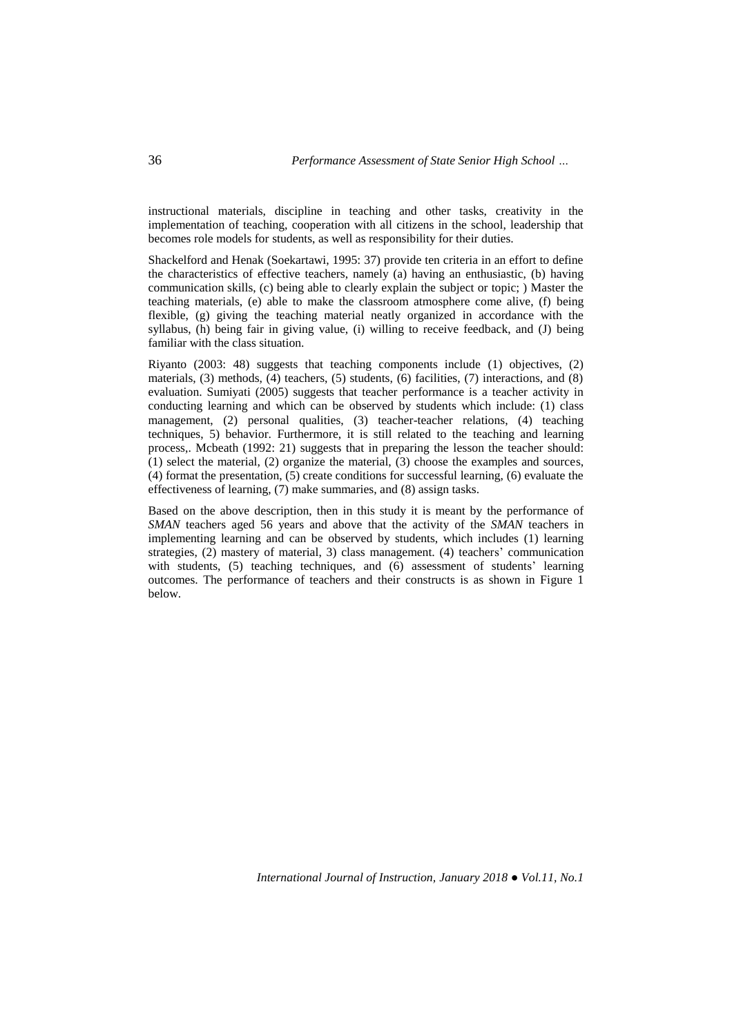instructional materials, discipline in teaching and other tasks, creativity in the implementation of teaching, cooperation with all citizens in the school, leadership that becomes role models for students, as well as responsibility for their duties.

Shackelford and Henak (Soekartawi, 1995: 37) provide ten criteria in an effort to define the characteristics of effective teachers, namely (a) having an enthusiastic, (b) having communication skills, (c) being able to clearly explain the subject or topic; ) Master the teaching materials, (e) able to make the classroom atmosphere come alive, (f) being flexible, (g) giving the teaching material neatly organized in accordance with the syllabus, (h) being fair in giving value, (i) willing to receive feedback, and (J) being familiar with the class situation.

Riyanto (2003: 48) suggests that teaching components include (1) objectives, (2) materials, (3) methods, (4) teachers, (5) students, (6) facilities, (7) interactions, and (8) evaluation. Sumiyati (2005) suggests that teacher performance is a teacher activity in conducting learning and which can be observed by students which include: (1) class management, (2) personal qualities, (3) teacher-teacher relations, (4) teaching techniques, 5) behavior. Furthermore, it is still related to the teaching and learning process,. Mcbeath (1992: 21) suggests that in preparing the lesson the teacher should: (1) select the material, (2) organize the material, (3) choose the examples and sources, (4) format the presentation, (5) create conditions for successful learning, (6) evaluate the effectiveness of learning, (7) make summaries, and (8) assign tasks.

Based on the above description, then in this study it is meant by the performance of *SMAN* teachers aged 56 years and above that the activity of the *SMAN* teachers in implementing learning and can be observed by students, which includes (1) learning strategies, (2) mastery of material, 3) class management. (4) teachers' communication with students, (5) teaching techniques, and (6) assessment of students' learning outcomes. The performance of teachers and their constructs is as shown in Figure 1 below.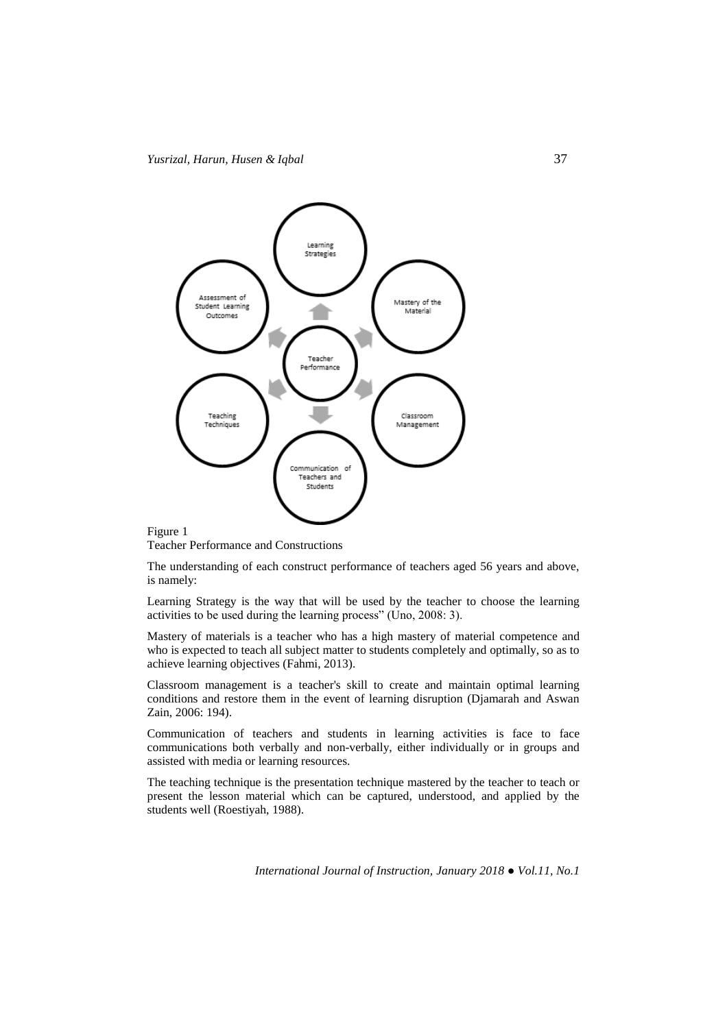Figure 1
Teacher Performance and Constructions

The understanding of each construct performance of teachers aged 56 years and above, is namely:

Learning Strategy is the way that will be used by the teacher to choose the learning activities to be used during the learning process" (Uno, 2008: 3).

Mastery of materials is a teacher who has a high mastery of material competence and who is expected to teach all subject matter to students completely and optimally, so as to achieve learning objectives (Fahmi, 2013).

Classroom management is a teacher's skill to create and maintain optimal learning conditions and restore them in the event of learning disruption (Djamarah and Aswan Zain, 2006: 194).

Communication of teachers and students in learning activities is face to face communications both verbally and non-verbally, either individually or in groups and assisted with media or learning resources.

The teaching technique is the presentation technique mastered by the teacher to teach or present the lesson material which can be captured, understood, and applied by the students well (Roestiyah, 1988).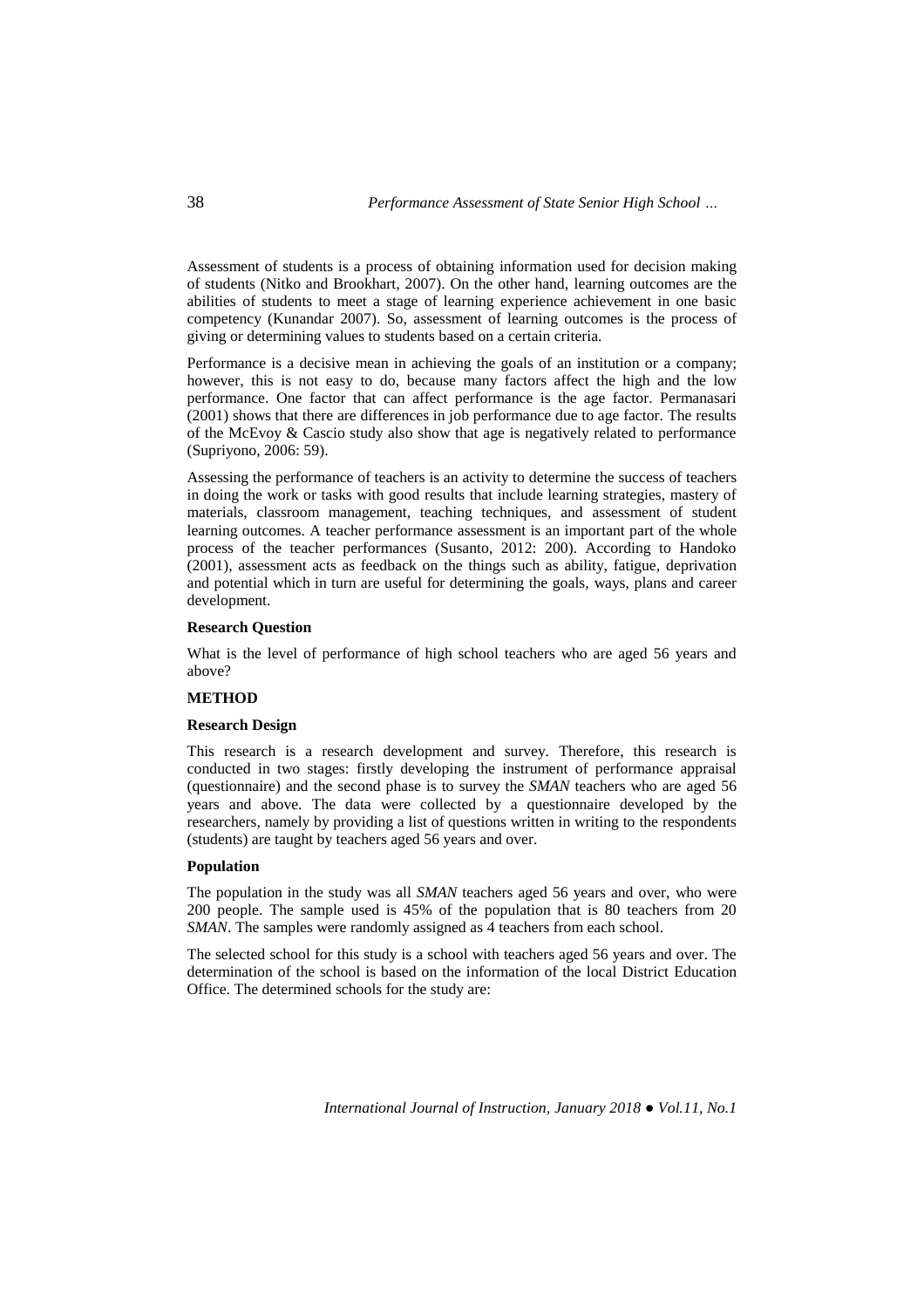Assessment of students is a process of obtaining information used for decision making of students (Nitko and Brookhart, 2007). On the other hand, learning outcomes are the abilities of students to meet a stage of learning experience achievement in one basic competency (Kunandar 2007). So, assessment of learning outcomes is the process of giving or determining values to students based on a certain criteria.

Performance is a decisive mean in achieving the goals of an institution or a company; however, this is not easy to do, because many factors affect the high and the low performance. One factor that can affect performance is the age factor. Permanasari (2001) shows that there are differences in job performance due to age factor. The results of the McEvoy & Cascio study also show that age is negatively related to performance (Supriyono, 2006: 59).

Assessing the performance of teachers is an activity to determine the success of teachers in doing the work or tasks with good results that include learning strategies, mastery of materials, classroom management, teaching techniques, and assessment of student learning outcomes. A teacher performance assessment is an important part of the whole process of the teacher performances (Susanto, 2012: 200). According to Handoko (2001), assessment acts as feedback on the things such as ability, fatigue, deprivation and potential which in turn are useful for determining the goals, ways, plans and career development.

### Research Question

What is the level of performance of high school teachers who are aged 56 years and above?

## METHOD

### Research Design

This research is a research development and survey. Therefore, this research is conducted in two stages: firstly developing the instrument of performance appraisal (questionnaire) and the second phase is to survey the *SMAN* teachers who are aged 56 years and above. The data were collected by a questionnaire developed by the researchers, namely by providing a list of questions written in writing to the respondents (students) are taught by teachers aged 56 years and over.

### Population

The population in the study was all *SMAN* teachers aged 56 years and over, who were 200 people. The sample used is 45% of the population that is 80 teachers from 20 *SMAN*. The samples were randomly assigned as 4 teachers from each school.

The selected school for this study is a school with teachers aged 56 years and over. The determination of the school is based on the information of the local District Education Office. The determined schools for the study are: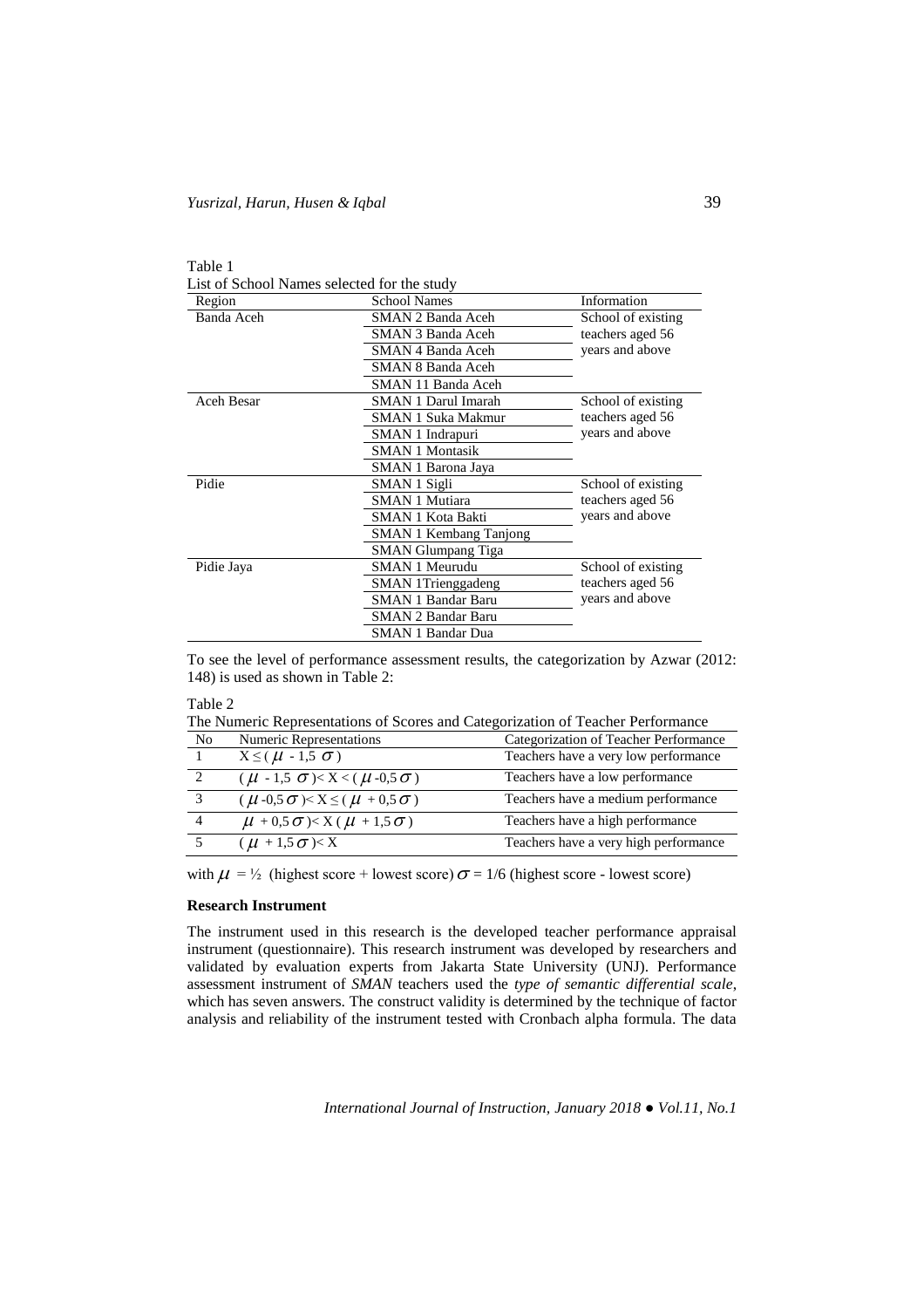Table 1

List of School Names selected for the study

| Region | School Names | Information |
|---|---|---|
| Banda Aceh | SMAN 2 Banda Aceh | School of existing teachers aged 56 years and above |
| | SMAN 3 Banda Aceh | |
| | SMAN 4 Banda Aceh | |
| | SMAN 8 Banda Aceh | |
| | SMAN 11 Banda Aceh | |
| Aceh Besar | SMAN 1 Darul Imarah | School of existing teachers aged 56 years and above |
| | SMAN 1 Suka Makmur | |
| | SMAN 1 Indrapuri | |
| | SMAN 1 Montasik | |
| | SMAN 1 Barona Jaya | |
| Pidie | SMAN 1 Sigli | School of existing teachers aged 56 years and above |
| | SMAN 1 Mutiara | |
| | SMAN 1 Kota Bakti | |
| | SMAN 1 Kembang Tanjong | |
| | SMAN Glumpang Tiga | |
| Pidie Jaya | SMAN 1 Meurudu | School of existing teachers aged 56 years and above |
| | SMAN 1Trienggadeng | |
| | SMAN 1 Bandar Baru | |
| | SMAN 2 Bandar Baru | |
| | SMAN 1 Bandar Dua | |

To see the level of performance assessment results, the categorization by Azwar (2012: 148) is used as shown in Table 2:

Table 2

The Numeric Representations of Scores and Categorization of Teacher Performance

| No | Numeric Representations | Categorization of Teacher Performance |
|---|---|---|
| 1 | $X \leq (\mu - 1{,}5\ \sigma)$ | Teachers have a very low performance |
| 2 | $(\mu - 1{,}5\ \sigma) < X < (\mu - 0{,}5\ \sigma)$ | Teachers have a low performance |
| 3 | $(\mu - 0{,}5\ \sigma) < X \leq (\mu + 0{,}5\ \sigma)$ | Teachers have a medium performance |
| 4 | $\mu + 0{,}5\ \sigma) < X\ (\mu + 1{,}5\ \sigma)$ | Teachers have a high performance |
| 5 | $(\mu + 1{,}5\ \sigma) < X$ | Teachers have a very high performance |

with $\mu = \frac{1}{2}$ (highest score + lowest score) $\sigma = 1/6$ (highest score - lowest score)

**Research Instrument**

The instrument used in this research is the developed teacher performance appraisal instrument (questionnaire). This research instrument was developed by researchers and validated by evaluation experts from Jakarta State University (UNJ). Performance assessment instrument of *SMAN* teachers used the *type of semantic differential scale*, which has seven answers. The construct validity is determined by the technique of factor analysis and reliability of the instrument tested with Cronbach alpha formula. The data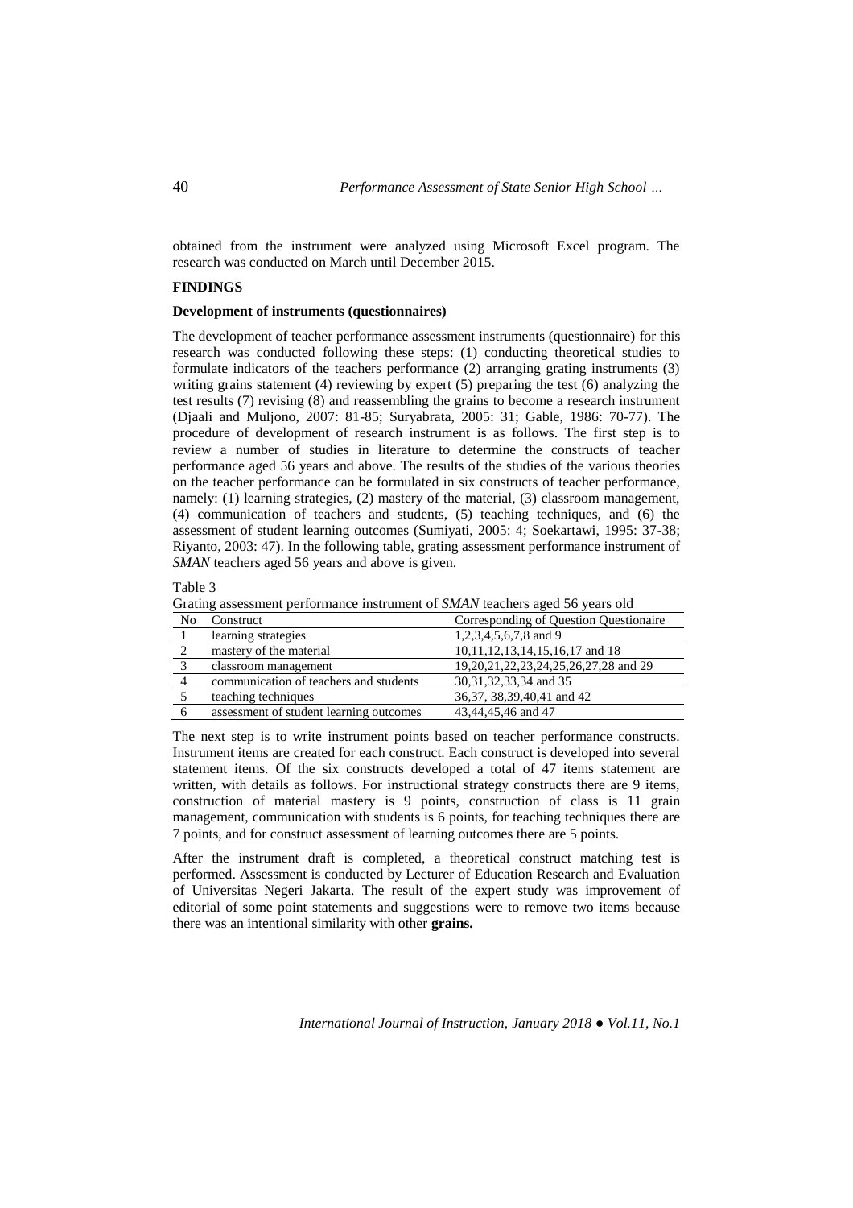obtained from the instrument were analyzed using Microsoft Excel program. The research was conducted on March until December 2015.

## FINDINGS

### Development of instruments (questionnaires)

The development of teacher performance assessment instruments (questionnaire) for this research was conducted following these steps: (1) conducting theoretical studies to formulate indicators of the teachers performance (2) arranging grating instruments (3) writing grains statement (4) reviewing by expert (5) preparing the test (6) analyzing the test results (7) revising (8) and reassembling the grains to become a research instrument (Djaali and Muljono, 2007: 81-85; Suryabrata, 2005: 31; Gable, 1986: 70-77). The procedure of development of research instrument is as follows. The first step is to review a number of studies in literature to determine the constructs of teacher performance aged 56 years and above. The results of the studies of the various theories on the teacher performance can be formulated in six constructs of teacher performance, namely: (1) learning strategies, (2) mastery of the material, (3) classroom management, (4) communication of teachers and students, (5) teaching techniques, and (6) the assessment of student learning outcomes (Sumiyati, 2005: 4; Soekartawi, 1995: 37-38; Riyanto, 2003: 47). In the following table, grating assessment performance instrument of *SMAN* teachers aged 56 years and above is given.

Table 3
Grating assessment performance instrument of *SMAN* teachers aged 56 years old

| No | Construct | Corresponding of Question Questionaire |
|---|---|---|
| 1 | learning strategies | 1,2,3,4,5,6,7,8 and 9 |
| 2 | mastery of the material | 10,11,12,13,14,15,16,17 and 18 |
| 3 | classroom management | 19,20,21,22,23,24,25,26,27,28 and 29 |
| 4 | communication of teachers and students | 30,31,32,33,34 and 35 |
| 5 | teaching techniques | 36,37, 38,39,40,41 and 42 |
| 6 | assessment of student learning outcomes | 43,44,45,46 and 47 |

The next step is to write instrument points based on teacher performance constructs. Instrument items are created for each construct. Each construct is developed into several statement items. Of the six constructs developed a total of 47 items statement are written, with details as follows. For instructional strategy constructs there are 9 items, construction of material mastery is 9 points, construction of class is 11 grain management, communication with students is 6 points, for teaching techniques there are 7 points, and for construct assessment of learning outcomes there are 5 points.

After the instrument draft is completed, a theoretical construct matching test is performed. Assessment is conducted by Lecturer of Education Research and Evaluation of Universitas Negeri Jakarta. The result of the expert study was improvement of editorial of some point statements and suggestions were to remove two items because there was an intentional similarity with other **grains.**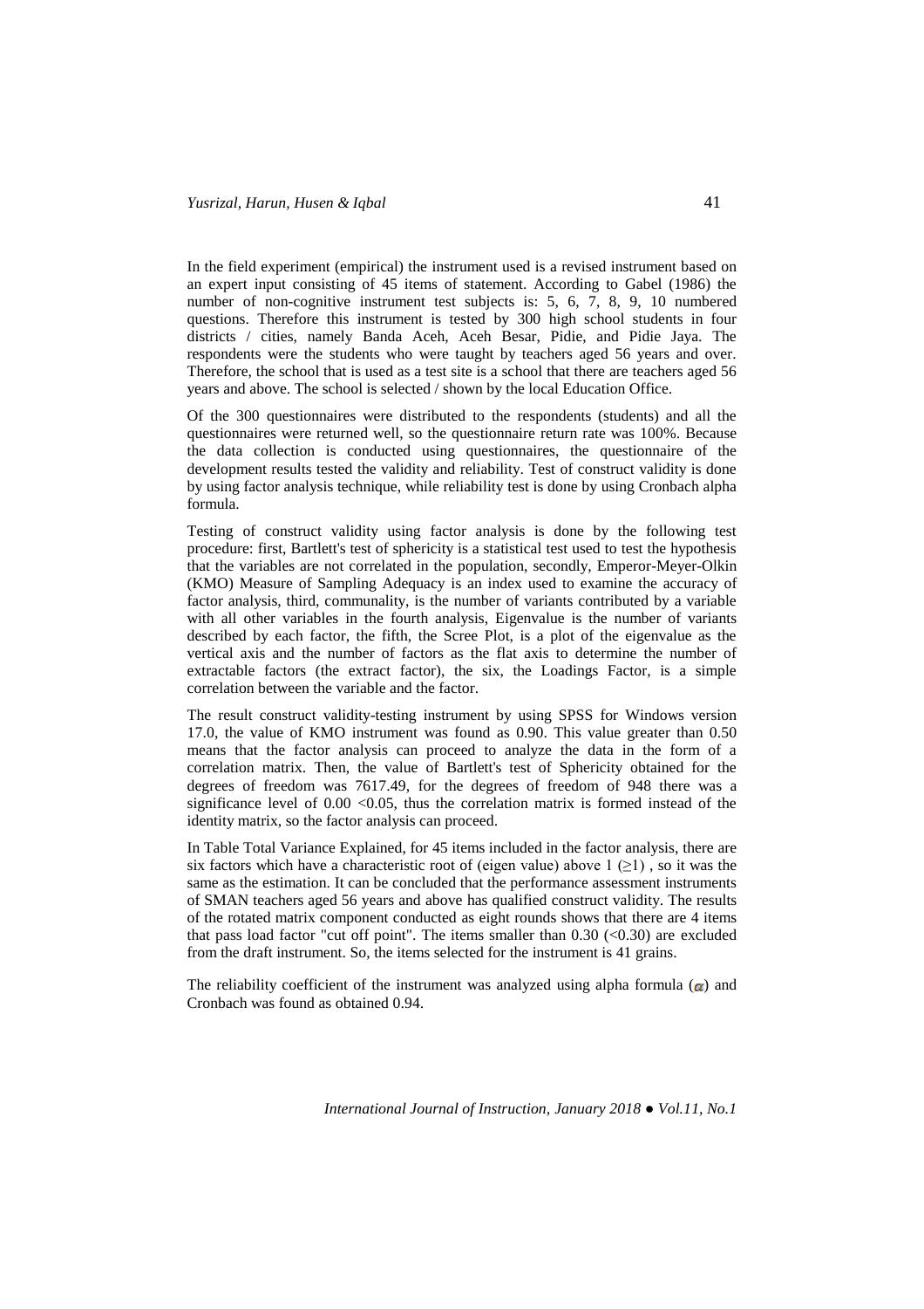In the field experiment (empirical) the instrument used is a revised instrument based on an expert input consisting of 45 items of statement. According to Gabel (1986) the number of non-cognitive instrument test subjects is: 5, 6, 7, 8, 9, 10 numbered questions. Therefore this instrument is tested by 300 high school students in four districts / cities, namely Banda Aceh, Aceh Besar, Pidie, and Pidie Jaya. The respondents were the students who were taught by teachers aged 56 years and over. Therefore, the school that is used as a test site is a school that there are teachers aged 56 years and above. The school is selected / shown by the local Education Office.

Of the 300 questionnaires were distributed to the respondents (students) and all the questionnaires were returned well, so the questionnaire return rate was 100%. Because the data collection is conducted using questionnaires, the questionnaire of the development results tested the validity and reliability. Test of construct validity is done by using factor analysis technique, while reliability test is done by using Cronbach alpha formula.

Testing of construct validity using factor analysis is done by the following test procedure: first, Bartlett's test of sphericity is a statistical test used to test the hypothesis that the variables are not correlated in the population, secondly, Emperor-Meyer-Olkin (KMO) Measure of Sampling Adequacy is an index used to examine the accuracy of factor analysis, third, communality, is the number of variants contributed by a variable with all other variables in the fourth analysis, Eigenvalue is the number of variants described by each factor, the fifth, the Scree Plot, is a plot of the eigenvalue as the vertical axis and the number of factors as the flat axis to determine the number of extractable factors (the extract factor), the six, the Loadings Factor, is a simple correlation between the variable and the factor.

The result construct validity-testing instrument by using SPSS for Windows version 17.0, the value of KMO instrument was found as 0.90. This value greater than 0.50 means that the factor analysis can proceed to analyze the data in the form of a correlation matrix. Then, the value of Bartlett's test of Sphericity obtained for the degrees of freedom was 7617.49, for the degrees of freedom of 948 there was a significance level of $0.00 < 0.05$, thus the correlation matrix is formed instead of the identity matrix, so the factor analysis can proceed.

In Table Total Variance Explained, for 45 items included in the factor analysis, there are six factors which have a characteristic root of (eigen value) above 1 ($\geq 1$) , so it was the same as the estimation. It can be concluded that the performance assessment instruments of SMAN teachers aged 56 years and above has qualified construct validity. The results of the rotated matrix component conducted as eight rounds shows that there are 4 items that pass load factor "cut off point". The items smaller than 0.30 ($<0.30$) are excluded from the draft instrument. So, the items selected for the instrument is 41 grains.

The reliability coefficient of the instrument was analyzed using alpha formula ($\alpha$) and Cronbach was found as obtained 0.94.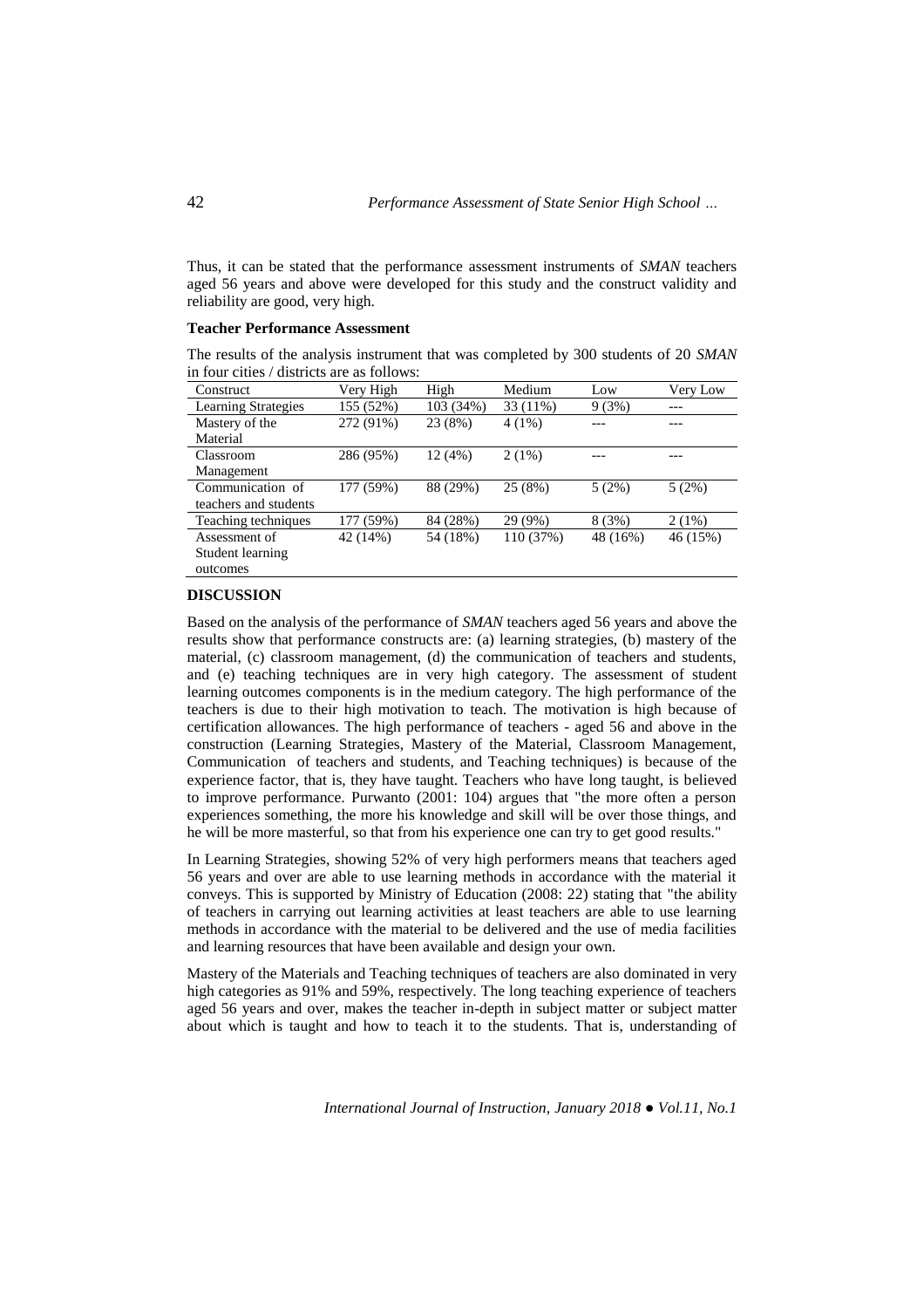Thus, it can be stated that the performance assessment instruments of *SMAN* teachers aged 56 years and above were developed for this study and the construct validity and reliability are good, very high.

**Teacher Performance Assessment**

The results of the analysis instrument that was completed by 300 students of 20 *SMAN* in four cities / districts are as follows:

| Construct | Very High | High | Medium | Low | Very Low |
|---|---|---|---|---|---|
| Learning Strategies | 155 (52%) | 103 (34%) | 33 (11%) | 9 (3%) | --- |
| Mastery of the Material | 272 (91%) | 23 (8%) | 4 (1%) | --- | --- |
| Classroom Management | 286 (95%) | 12 (4%) | 2 (1%) | --- | --- |
| Communication of teachers and students | 177 (59%) | 88 (29%) | 25 (8%) | 5 (2%) | 5 (2%) |
| Teaching techniques | 177 (59%) | 84 (28%) | 29 (9%) | 8 (3%) | 2 (1%) |
| Assessment of Student learning outcomes | 42 (14%) | 54 (18%) | 110 (37%) | 48 (16%) | 46 (15%) |

## DISCUSSION

Based on the analysis of the performance of *SMAN* teachers aged 56 years and above the results show that performance constructs are: (a) learning strategies, (b) mastery of the material, (c) classroom management, (d) the communication of teachers and students, and (e) teaching techniques are in very high category. The assessment of student learning outcomes components is in the medium category. The high performance of the teachers is due to their high motivation to teach. The motivation is high because of certification allowances. The high performance of teachers - aged 56 and above in the construction (Learning Strategies, Mastery of the Material, Classroom Management, Communication of teachers and students, and Teaching techniques) is because of the experience factor, that is, they have taught. Teachers who have long taught, is believed to improve performance. Purwanto (2001: 104) argues that "the more often a person experiences something, the more his knowledge and skill will be over those things, and he will be more masterful, so that from his experience one can try to get good results."

In Learning Strategies, showing 52% of very high performers means that teachers aged 56 years and over are able to use learning methods in accordance with the material it conveys. This is supported by Ministry of Education (2008: 22) stating that "the ability of teachers in carrying out learning activities at least teachers are able to use learning methods in accordance with the material to be delivered and the use of media facilities and learning resources that have been available and design your own.

Mastery of the Materials and Teaching techniques of teachers are also dominated in very high categories as 91% and 59%, respectively. The long teaching experience of teachers aged 56 years and over, makes the teacher in-depth in subject matter or subject matter about which is taught and how to teach it to the students. That is, understanding of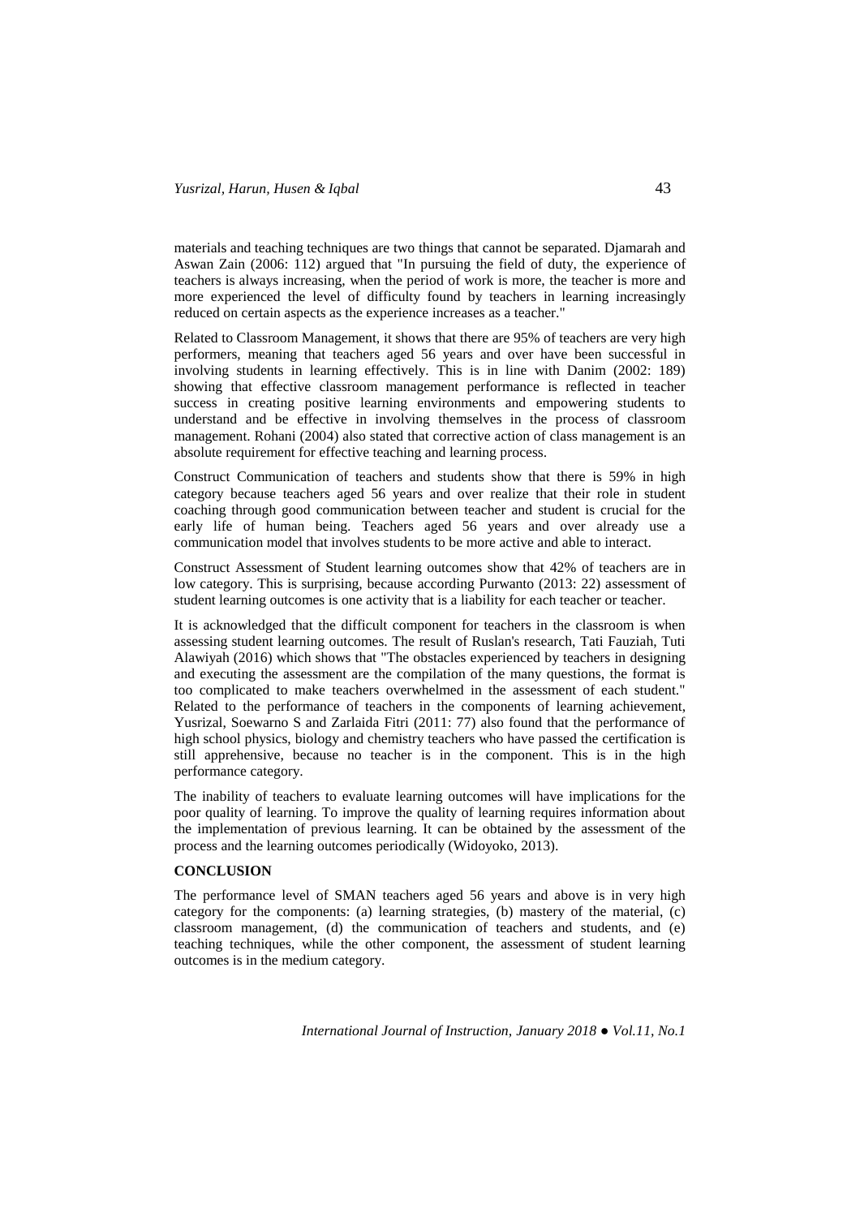materials and teaching techniques are two things that cannot be separated. Djamarah and Aswan Zain (2006: 112) argued that "In pursuing the field of duty, the experience of teachers is always increasing, when the period of work is more, the teacher is more and more experienced the level of difficulty found by teachers in learning increasingly reduced on certain aspects as the experience increases as a teacher."

Related to Classroom Management, it shows that there are 95% of teachers are very high performers, meaning that teachers aged 56 years and over have been successful in involving students in learning effectively. This is in line with Danim (2002: 189) showing that effective classroom management performance is reflected in teacher success in creating positive learning environments and empowering students to understand and be effective in involving themselves in the process of classroom management. Rohani (2004) also stated that corrective action of class management is an absolute requirement for effective teaching and learning process.

Construct Communication of teachers and students show that there is 59% in high category because teachers aged 56 years and over realize that their role in student coaching through good communication between teacher and student is crucial for the early life of human being. Teachers aged 56 years and over already use a communication model that involves students to be more active and able to interact.

Construct Assessment of Student learning outcomes show that 42% of teachers are in low category. This is surprising, because according Purwanto (2013: 22) assessment of student learning outcomes is one activity that is a liability for each teacher or teacher.

It is acknowledged that the difficult component for teachers in the classroom is when assessing student learning outcomes. The result of Ruslan's research, Tati Fauziah, Tuti Alawiyah (2016) which shows that "The obstacles experienced by teachers in designing and executing the assessment are the compilation of the many questions, the format is too complicated to make teachers overwhelmed in the assessment of each student." Related to the performance of teachers in the components of learning achievement, Yusrizal, Soewarno S and Zarlaida Fitri (2011: 77) also found that the performance of high school physics, biology and chemistry teachers who have passed the certification is still apprehensive, because no teacher is in the component. This is in the high performance category.

The inability of teachers to evaluate learning outcomes will have implications for the poor quality of learning. To improve the quality of learning requires information about the implementation of previous learning. It can be obtained by the assessment of the process and the learning outcomes periodically (Widoyoko, 2013).

## CONCLUSION

The performance level of SMAN teachers aged 56 years and above is in very high category for the components: (a) learning strategies, (b) mastery of the material, (c) classroom management, (d) the communication of teachers and students, and (e) teaching techniques, while the other component, the assessment of student learning outcomes is in the medium category.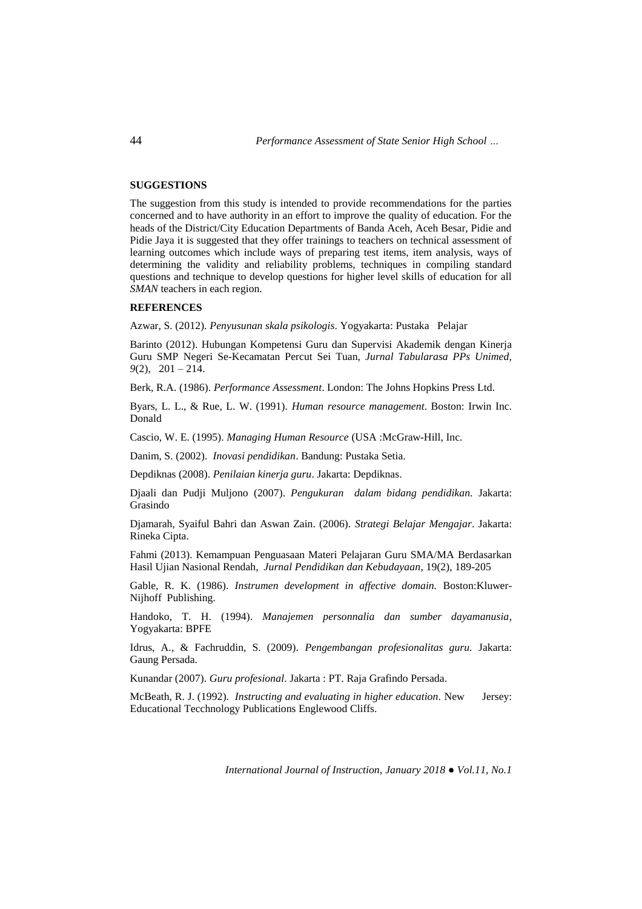## SUGGESTIONS

The suggestion from this study is intended to provide recommendations for the parties concerned and to have authority in an effort to improve the quality of education. For the heads of the District/City Education Departments of Banda Aceh, Aceh Besar, Pidie and Pidie Jaya it is suggested that they offer trainings to teachers on technical assessment of learning outcomes which include ways of preparing test items, item analysis, ways of determining the validity and reliability problems, techniques in compiling standard questions and technique to develop questions for higher level skills of education for all *SMAN* teachers in each region.

## REFERENCES

Azwar, S. (2012). *Penyusunan skala psikologis*. Yogyakarta: Pustaka Pelajar

Barinto (2012). Hubungan Kompetensi Guru dan Supervisi Akademik dengan Kinerja Guru SMP Negeri Se-Kecamatan Percut Sei Tuan, *Jurnal Tabularasa PPs Unimed, 9*(2), 201 – 214.

Berk, R.A. (1986). *Performance Assessment*. London: The Johns Hopkins Press Ltd.

Byars, L. L., & Rue, L. W. (1991). *Human resource management*. Boston: Irwin Inc. Donald

Cascio, W. E. (1995). *Managing Human Resource* (USA :McGraw-Hill, Inc.

Danim, S. (2002). *Inovasi pendidikan*. Bandung: Pustaka Setia.

Depdiknas (2008). *Penilaian kinerja guru*. Jakarta: Depdiknas.

Djaali dan Pudji Muljono (2007). *Pengukuran dalam bidang pendidikan.* Jakarta: Grasindo

Djamarah, Syaiful Bahri dan Aswan Zain. (2006). *Strategi Belajar Mengajar*. Jakarta: Rineka Cipta.

Fahmi (2013). Kemampuan Penguasaan Materi Pelajaran Guru SMA/MA Berdasarkan Hasil Ujian Nasional Rendah, *Jurnal Pendidikan dan Kebudayaan*, 19(2), 189-205

Gable, R. K. (1986). *Instrumen development in affective domain.* Boston:Kluwer-Nijhoff Publishing.

Handoko, T. H. (1994). *Manajemen personnalia dan sumber dayamanusia*, Yogyakarta: BPFE

Idrus, A., & Fachruddin, S. (2009). *Pengembangan profesionalitas guru.* Jakarta: Gaung Persada.

Kunandar (2007). *Guru profesional*. Jakarta : PT. Raja Grafindo Persada.

McBeath, R. J. (1992). *Instructing and evaluating in higher education*. New Jersey: Educational Tecchnology Publications Englewood Cliffs.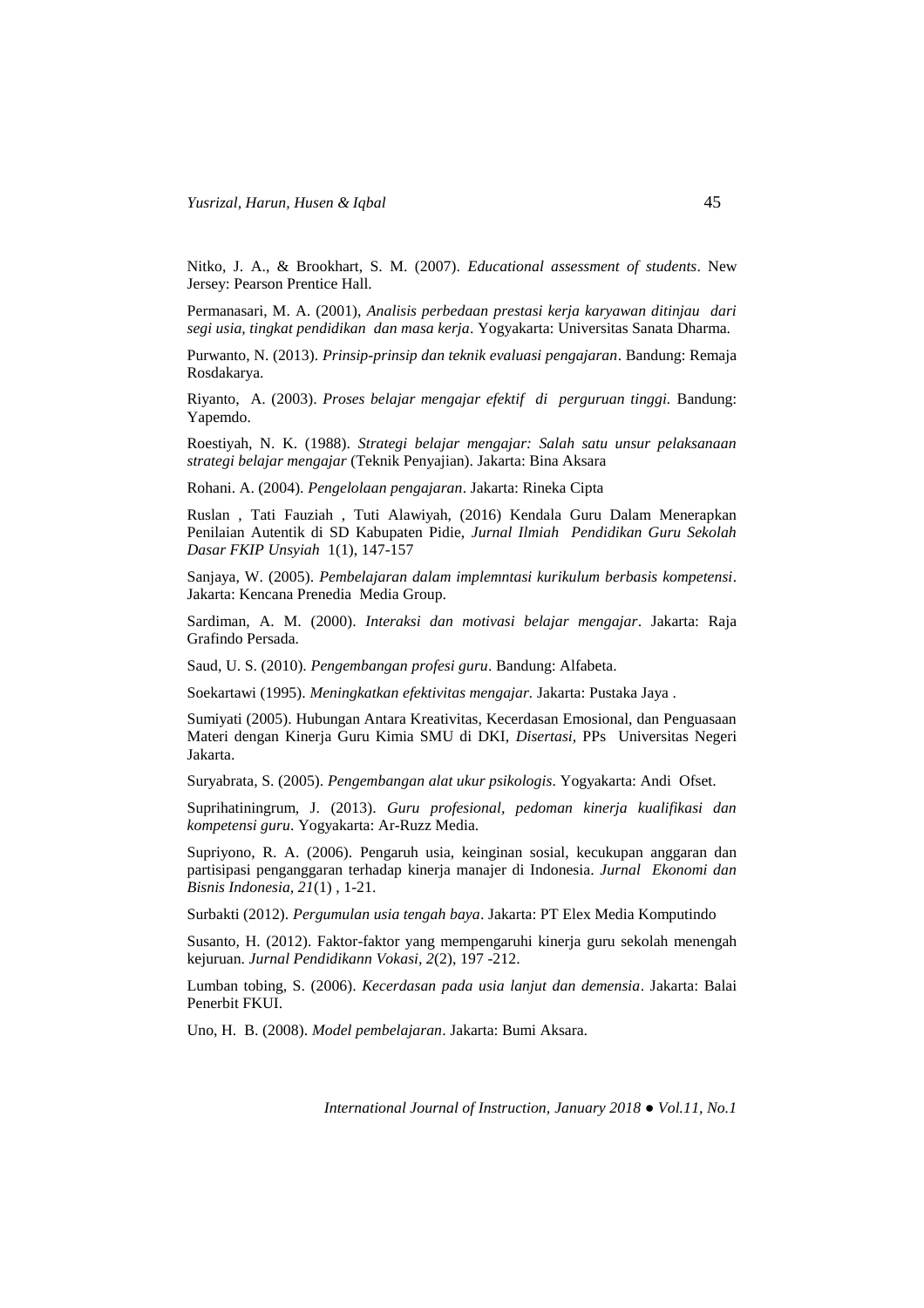Nitko, J. A., & Brookhart, S. M. (2007). *Educational assessment of students*. New Jersey: Pearson Prentice Hall.

Permanasari, M. A. (2001), *Analisis perbedaan prestasi kerja karyawan ditinjau dari segi usia, tingkat pendidikan dan masa kerja*. Yogyakarta: Universitas Sanata Dharma.

Purwanto, N. (2013). *Prinsip-prinsip dan teknik evaluasi pengajaran*. Bandung: Remaja Rosdakarya.

Riyanto, A. (2003). *Proses belajar mengajar efektif di perguruan tinggi.* Bandung: Yapemdo.

Roestiyah, N. K. (1988). *Strategi belajar mengajar: Salah satu unsur pelaksanaan strategi belajar mengajar* (Teknik Penyajian). Jakarta: Bina Aksara

Rohani. A. (2004). *Pengelolaan pengajaran*. Jakarta: Rineka Cipta

Ruslan , Tati Fauziah , Tuti Alawiyah, (2016) Kendala Guru Dalam Menerapkan Penilaian Autentik di SD Kabupaten Pidie, *Jurnal Ilmiah Pendidikan Guru Sekolah Dasar FKIP Unsyiah* 1(1), 147-157

Sanjaya, W. (2005). *Pembelajaran dalam implemntasi kurikulum berbasis kompetensi*. Jakarta: Kencana Prenedia Media Group.

Sardiman, A. M. (2000). *Interaksi dan motivasi belajar mengajar*. Jakarta: Raja Grafindo Persada.

Saud, U. S. (2010). *Pengembangan profesi guru*. Bandung: Alfabeta.

Soekartawi (1995). *Meningkatkan efektivitas mengajar*. Jakarta: Pustaka Jaya .

Sumiyati (2005). Hubungan Antara Kreativitas, Kecerdasan Emosional, dan Penguasaan Materi dengan Kinerja Guru Kimia SMU di DKI, *Disertasi*, PPs Universitas Negeri Jakarta.

Suryabrata, S. (2005). *Pengembangan alat ukur psikologis*. Yogyakarta: Andi Ofset.

Suprihatiningrum, J. (2013). *Guru profesional, pedoman kinerja kualifikasi dan kompetensi guru*. Yogyakarta: Ar-Ruzz Media.

Supriyono, R. A. (2006). Pengaruh usia, keinginan sosial, kecukupan anggaran dan partisipasi penganggaran terhadap kinerja manajer di Indonesia. *Jurnal Ekonomi dan Bisnis Indonesia, 21*(1) , 1-21.

Surbakti (2012). *Pergumulan usia tengah baya*. Jakarta: PT Elex Media Komputindo

Susanto, H. (2012). Faktor-faktor yang mempengaruhi kinerja guru sekolah menengah kejuruan. *Jurnal Pendidikann Vokasi, 2*(2), 197 -212.

Lumban tobing, S. (2006). *Kecerdasan pada usia lanjut dan demensia*. Jakarta: Balai Penerbit FKUI.

Uno, H. B. (2008). *Model pembelajaran*. Jakarta: Bumi Aksara.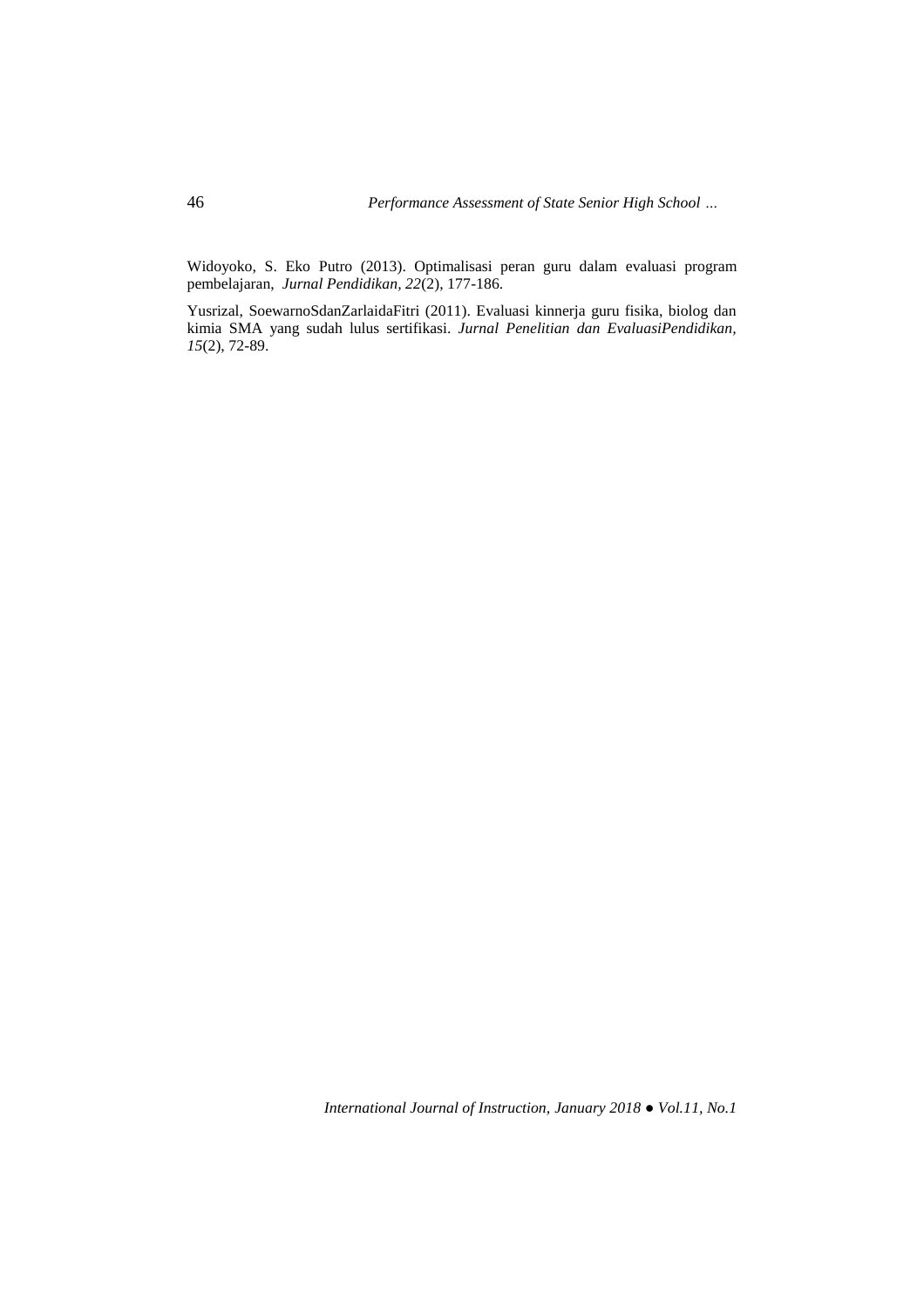Widoyoko, S. Eko Putro (2013). Optimalisasi peran guru dalam evaluasi program pembelajaran, *Jurnal Pendidikan, 22*(2), 177-186.

Yusrizal, SoewarnoSdanZarlaidaFitri (2011). Evaluasi kinnerja guru fisika, biolog dan kimia SMA yang sudah lulus sertifikasi. *Jurnal Penelitian dan EvaluasiPendidikan, 15*(2), 72-89.